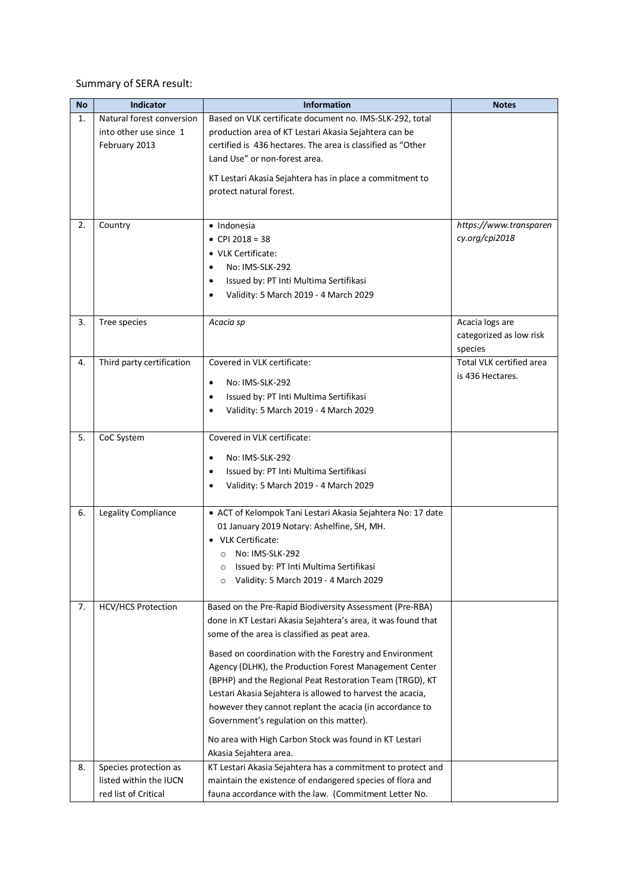Summary of SERA result:

| No | Indicator | Information | Notes |
|---|---|---|---|
| 1. | Natural forest conversion into other use since 1 February 2013 | Based on VLK certificate document no. IMS-SLK-292, total production area of KT Lestari Akasia Sejahtera can be certified is 436 hectares. The area is classified as "Other Land Use" or non-forest area.<br><br>KT Lestari Akasia Sejahtera has in place a commitment to protect natural forest. | |
| 2. | Country | • Indonesia<br>• CPI 2018 = 38<br>• VLK Certificate:<br>• No: IMS-SLK-292<br>• Issued by: PT Inti Multima Sertifikasi<br>• Validity: 5 March 2019 - 4 March 2029 | *https://www.transparency.org/cpi2018* |
| 3. | Tree species | *Acacia sp* | Acacia logs are categorized as low risk species |
| 4. | Third party certification | Covered in VLK certificate:<br>• No: IMS-SLK-292<br>• Issued by: PT Inti Multima Sertifikasi<br>• Validity: 5 March 2019 - 4 March 2029 | Total VLK certified area is 436 Hectares. |
| 5. | CoC System | Covered in VLK certificate:<br>• No: IMS-SLK-292<br>• Issued by: PT Inti Multima Sertifikasi<br>• Validity: 5 March 2019 - 4 March 2029 | |
| 6. | Legality Compliance | • ACT of Kelompok Tani Lestari Akasia Sejahtera No: 17 date 01 January 2019 Notary: Ashelfine, SH, MH.<br>• VLK Certificate:<br>○ No: IMS-SLK-292<br>○ Issued by: PT Inti Multima Sertifikasi<br>○ Validity: 5 March 2019 - 4 March 2029 | |
| 7. | HCV/HCS Protection | Based on the Pre-Rapid Biodiversity Assessment (Pre-RBA) done in KT Lestari Akasia Sejahtera's area, it was found that some of the area is classified as peat area.<br><br>Based on coordination with the Forestry and Environment Agency (DLHK), the Production Forest Management Center (BPHP) and the Regional Peat Restoration Team (TRGD), KT Lestari Akasia Sejahtera is allowed to harvest the acacia, however they cannot replant the acacia (in accordance to Government's regulation on this matter).<br><br>No area with High Carbon Stock was found in KT Lestari Akasia Sejahtera area. | |
| 8. | Species protection as listed within the IUCN red list of Critical | KT Lestari Akasia Sejahtera has a commitment to protect and maintain the existence of endangered species of flora and fauna accordance with the law. (Commitment Letter No. | |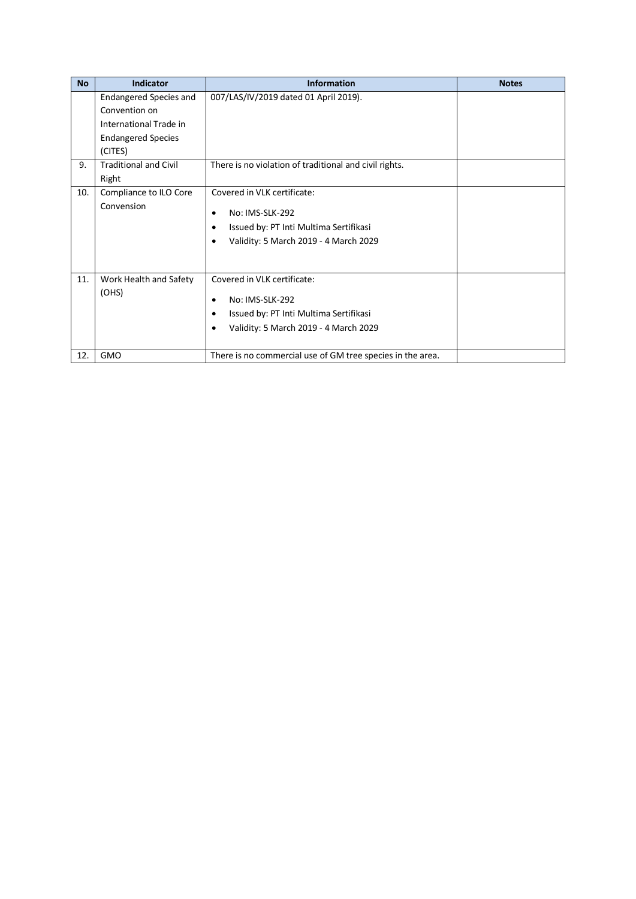| No | Indicator | Information | Notes |
|---|---|---|---|
| | Endangered Species and Convention on International Trade in Endangered Species (CITES) | 007/LAS/IV/2019 dated 01 April 2019). | |
| 9. | Traditional and Civil Right | There is no violation of traditional and civil rights. | |
| 10. | Compliance to ILO Core Convension | Covered in VLK certificate:<br>• No: IMS-SLK-292<br>• Issued by: PT Inti Multima Sertifikasi<br>• Validity: 5 March 2019 - 4 March 2029 | |
| 11. | Work Health and Safety (OHS) | Covered in VLK certificate:<br>• No: IMS-SLK-292<br>• Issued by: PT Inti Multima Sertifikasi<br>• Validity: 5 March 2019 - 4 March 2029 | |
| 12. | GMO | There is no commercial use of GM tree species in the area. | |